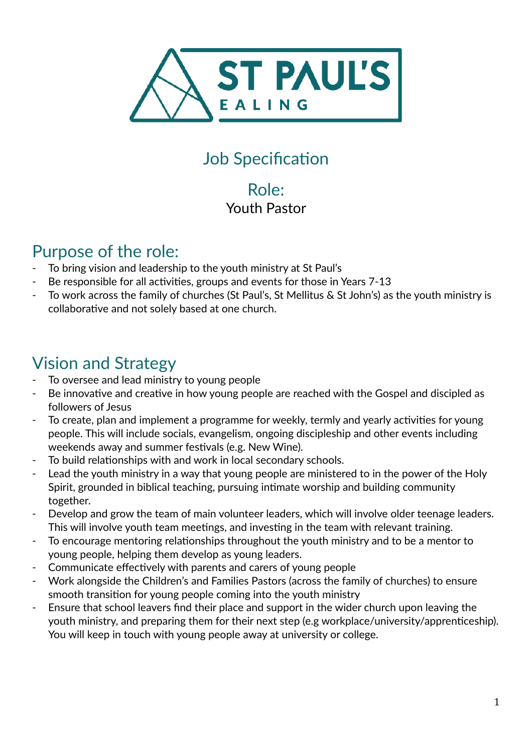ST PAUL'S
EALING

# Job Specification

## Role:

Youth Pastor

## Purpose of the role:

- To bring vision and leadership to the youth ministry at St Paul's
- Be responsible for all activities, groups and events for those in Years 7-13
- To work across the family of churches (St Paul's, St Mellitus & St John's) as the youth ministry is collaborative and not solely based at one church.

## Vision and Strategy

- To oversee and lead ministry to young people
- Be innovative and creative in how young people are reached with the Gospel and discipled as followers of Jesus
- To create, plan and implement a programme for weekly, termly and yearly activities for young people. This will include socials, evangelism, ongoing discipleship and other events including weekends away and summer festivals (e.g. New Wine).
- To build relationships with and work in local secondary schools.
- Lead the youth ministry in a way that young people are ministered to in the power of the Holy Spirit, grounded in biblical teaching, pursuing intimate worship and building community together.
- Develop and grow the team of main volunteer leaders, which will involve older teenage leaders. This will involve youth team meetings, and investing in the team with relevant training.
- To encourage mentoring relationships throughout the youth ministry and to be a mentor to young people, helping them develop as young leaders.
- Communicate effectively with parents and carers of young people
- Work alongside the Children's and Families Pastors (across the family of churches) to ensure smooth transition for young people coming into the youth ministry
- Ensure that school leavers find their place and support in the wider church upon leaving the youth ministry, and preparing them for their next step (e.g workplace/university/apprenticeship). You will keep in touch with young people away at university or college.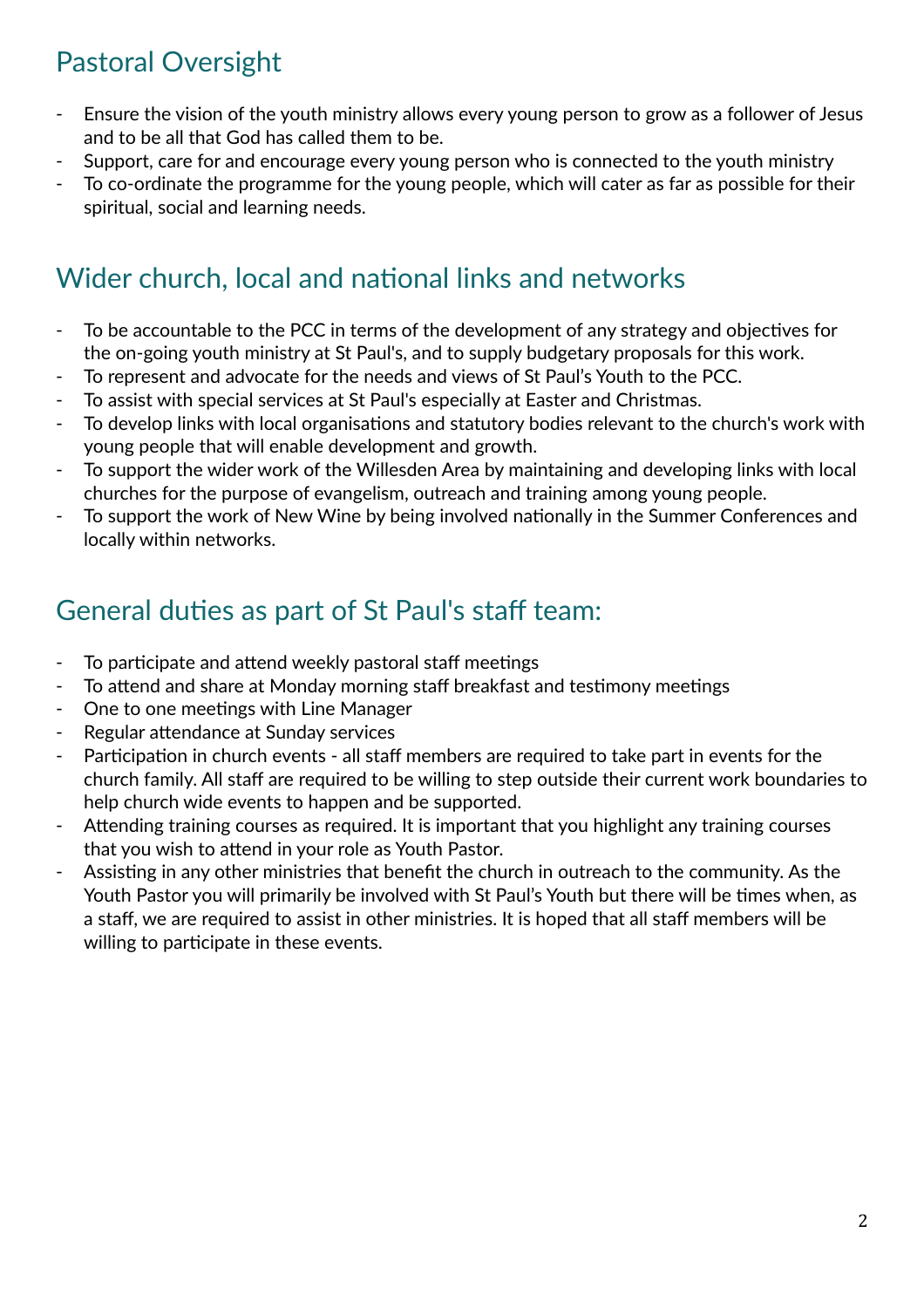## Pastoral Oversight

- Ensure the vision of the youth ministry allows every young person to grow as a follower of Jesus and to be all that God has called them to be.
- Support, care for and encourage every young person who is connected to the youth ministry
- To co-ordinate the programme for the young people, which will cater as far as possible for their spiritual, social and learning needs.

## Wider church, local and national links and networks

- To be accountable to the PCC in terms of the development of any strategy and objectives for the on-going youth ministry at St Paul's, and to supply budgetary proposals for this work.
- To represent and advocate for the needs and views of St Paul's Youth to the PCC.
- To assist with special services at St Paul's especially at Easter and Christmas.
- To develop links with local organisations and statutory bodies relevant to the church's work with young people that will enable development and growth.
- To support the wider work of the Willesden Area by maintaining and developing links with local churches for the purpose of evangelism, outreach and training among young people.
- To support the work of New Wine by being involved nationally in the Summer Conferences and locally within networks.

## General duties as part of St Paul's staff team:

- To participate and attend weekly pastoral staff meetings
- To attend and share at Monday morning staff breakfast and testimony meetings
- One to one meetings with Line Manager
- Regular attendance at Sunday services
- Participation in church events - all staff members are required to take part in events for the church family. All staff are required to be willing to step outside their current work boundaries to help church wide events to happen and be supported.
- Attending training courses as required. It is important that you highlight any training courses that you wish to attend in your role as Youth Pastor.
- Assisting in any other ministries that benefit the church in outreach to the community. As the Youth Pastor you will primarily be involved with St Paul's Youth but there will be times when, as a staff, we are required to assist in other ministries. It is hoped that all staff members will be willing to participate in these events.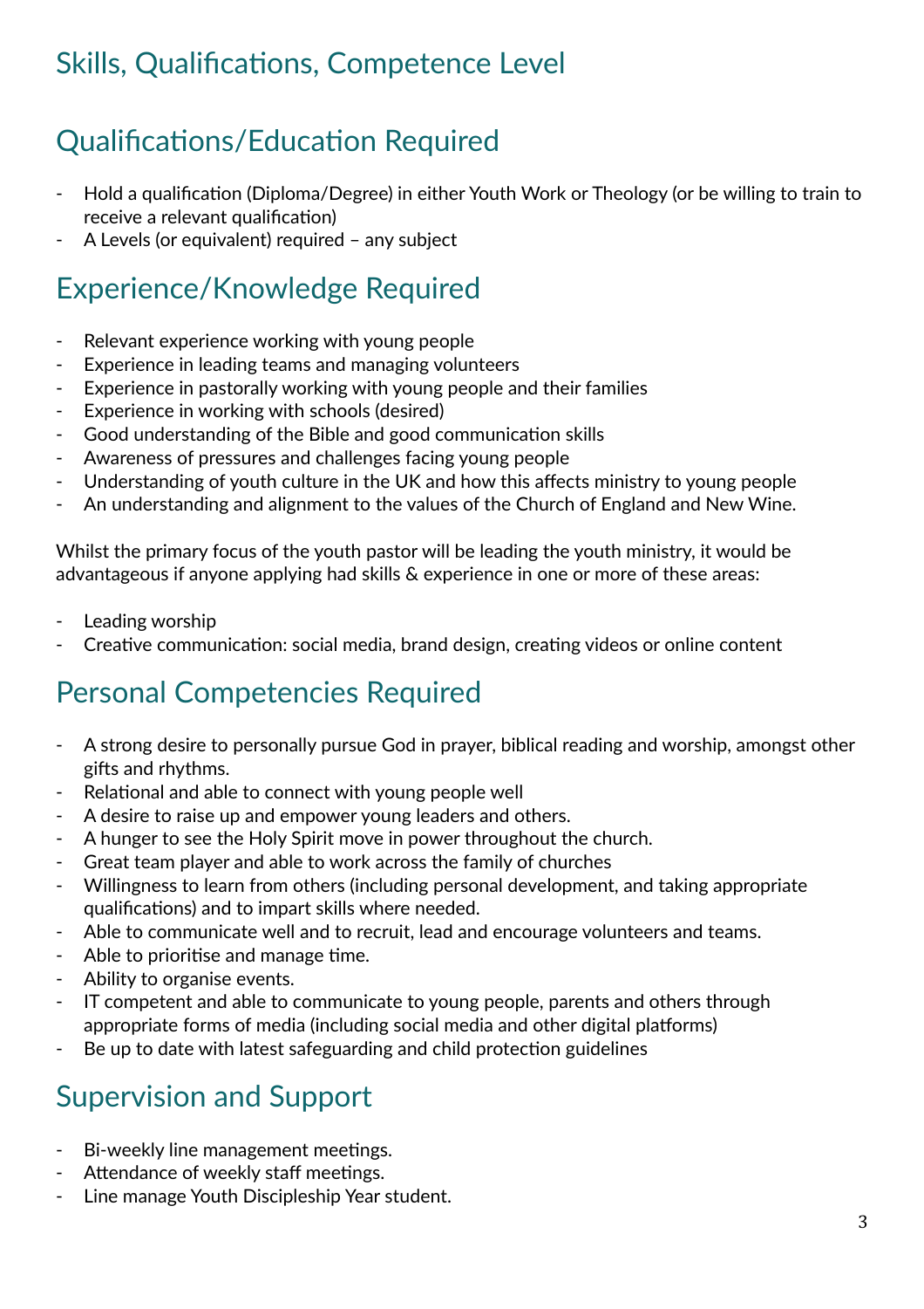# Skills, Qualifications, Competence Level

## Qualifications/Education Required

- Hold a qualification (Diploma/Degree) in either Youth Work or Theology (or be willing to train to receive a relevant qualification)
- A Levels (or equivalent) required – any subject

## Experience/Knowledge Required

- Relevant experience working with young people
- Experience in leading teams and managing volunteers
- Experience in pastorally working with young people and their families
- Experience in working with schools (desired)
- Good understanding of the Bible and good communication skills
- Awareness of pressures and challenges facing young people
- Understanding of youth culture in the UK and how this affects ministry to young people
- An understanding and alignment to the values of the Church of England and New Wine.

Whilst the primary focus of the youth pastor will be leading the youth ministry, it would be advantageous if anyone applying had skills & experience in one or more of these areas:

- Leading worship
- Creative communication: social media, brand design, creating videos or online content

## Personal Competencies Required

- A strong desire to personally pursue God in prayer, biblical reading and worship, amongst other gifts and rhythms.
- Relational and able to connect with young people well
- A desire to raise up and empower young leaders and others.
- A hunger to see the Holy Spirit move in power throughout the church.
- Great team player and able to work across the family of churches
- Willingness to learn from others (including personal development, and taking appropriate qualifications) and to impart skills where needed.
- Able to communicate well and to recruit, lead and encourage volunteers and teams.
- Able to prioritise and manage time.
- Ability to organise events.
- IT competent and able to communicate to young people, parents and others through appropriate forms of media (including social media and other digital platforms)
- Be up to date with latest safeguarding and child protection guidelines

## Supervision and Support

- Bi-weekly line management meetings.
- Attendance of weekly staff meetings.
- Line manage Youth Discipleship Year student.